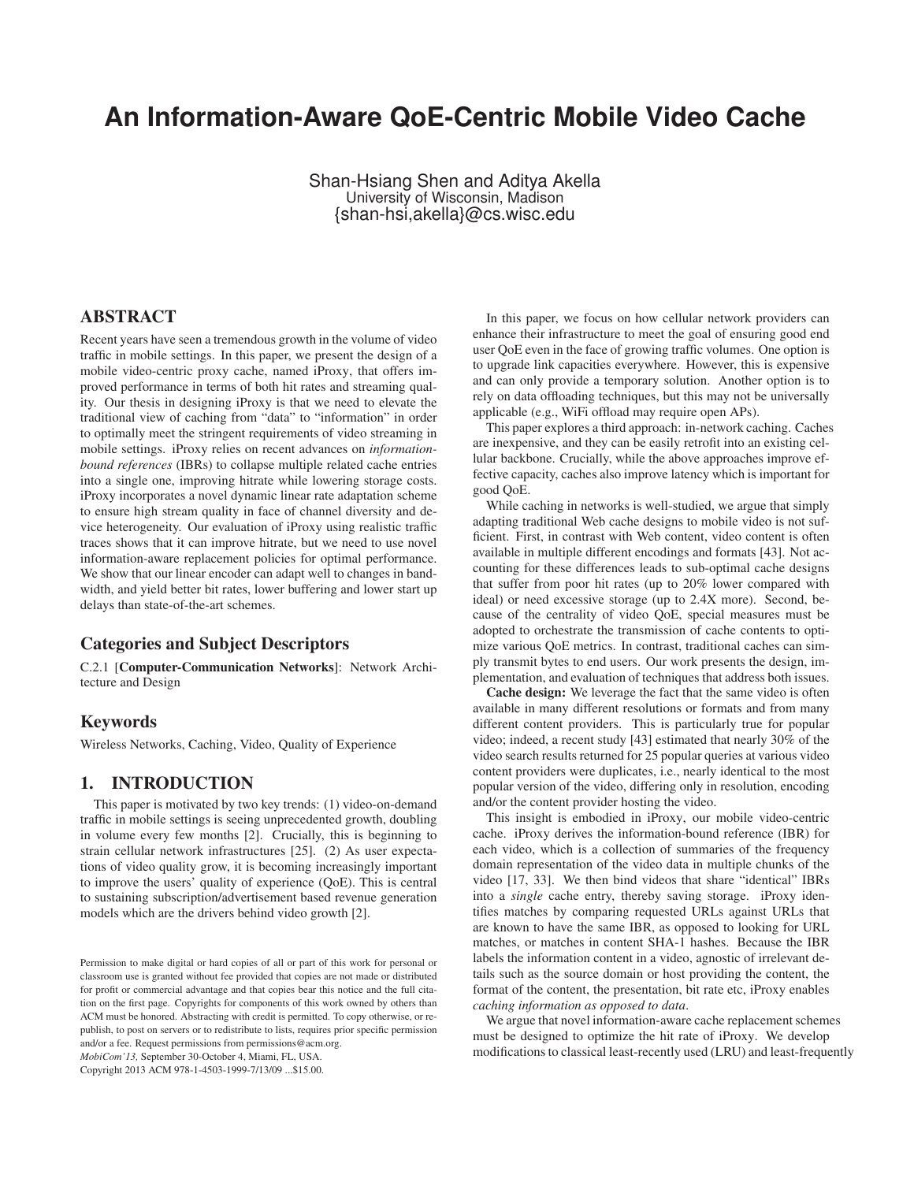# An Information-Aware QoE-Centric Mobile Video Cache

Shan-Hsiang Shen and Aditya Akella
University of Wisconsin, Madison
{shan-hsi,akella}@cs.wisc.edu

## ABSTRACT

Recent years have seen a tremendous growth in the volume of video traffic in mobile settings. In this paper, we present the design of a mobile video-centric proxy cache, named iProxy, that offers improved performance in terms of both hit rates and streaming quality. Our thesis in designing iProxy is that we need to elevate the traditional view of caching from "data" to "information" in order to optimally meet the stringent requirements of video streaming in mobile settings. iProxy relies on recent advances on *information-bound references* (IBRs) to collapse multiple related cache entries into a single one, improving hitrate while lowering storage costs. iProxy incorporates a novel dynamic linear rate adaptation scheme to ensure high stream quality in face of channel diversity and device heterogeneity. Our evaluation of iProxy using realistic traffic traces shows that it can improve hitrate, but we need to use novel information-aware replacement policies for optimal performance. We show that our linear encoder can adapt well to changes in bandwidth, and yield better bit rates, lower buffering and lower start up delays than state-of-the-art schemes.

## Categories and Subject Descriptors

C.2.1 [**Computer-Communication Networks**]: Network Architecture and Design

## Keywords

Wireless Networks, Caching, Video, Quality of Experience

## 1. INTRODUCTION

This paper is motivated by two key trends: (1) video-on-demand traffic in mobile settings is seeing unprecedented growth, doubling in volume every few months [2]. Crucially, this is beginning to strain cellular network infrastructures [25]. (2) As user expectations of video quality grow, it is becoming increasingly important to improve the users' quality of experience (QoE). This is central to sustaining subscription/advertisement based revenue generation models which are the drivers behind video growth [2].

Permission to make digital or hard copies of all or part of this work for personal or classroom use is granted without fee provided that copies are not made or distributed for profit or commercial advantage and that copies bear this notice and the full citation on the first page. Copyrights for components of this work owned by others than ACM must be honored. Abstracting with credit is permitted. To copy otherwise, or republish, to post on servers or to redistribute to lists, requires prior specific permission and/or a fee. Request permissions from permissions@acm.org.
*MobiCom'13,* September 30-October 4, Miami, FL, USA.
Copyright 2013 ACM 978-1-4503-1999-7/13/09 ...$15.00.

In this paper, we focus on how cellular network providers can enhance their infrastructure to meet the goal of ensuring good end user QoE even in the face of growing traffic volumes. One option is to upgrade link capacities everywhere. However, this is expensive and can only provide a temporary solution. Another option is to rely on data offloading techniques, but this may not be universally applicable (e.g., WiFi offload may require open APs).

This paper explores a third approach: in-network caching. Caches are inexpensive, and they can be easily retrofit into an existing cellular backbone. Crucially, while the above approaches improve effective capacity, caches also improve latency which is important for good QoE.

While caching in networks is well-studied, we argue that simply adapting traditional Web cache designs to mobile video is not sufficient. First, in contrast with Web content, video content is often available in multiple different encodings and formats [43]. Not accounting for these differences leads to sub-optimal cache designs that suffer from poor hit rates (up to 20% lower compared with ideal) or need excessive storage (up to 2.4X more). Second, because of the centrality of video QoE, special measures must be adopted to orchestrate the transmission of cache contents to optimize various QoE metrics. In contrast, traditional caches can simply transmit bytes to end users. Our work presents the design, implementation, and evaluation of techniques that address both issues.

**Cache design:** We leverage the fact that the same video is often available in many different resolutions or formats and from many different content providers. This is particularly true for popular video; indeed, a recent study [43] estimated that nearly 30% of the video search results returned for 25 popular queries at various video content providers were duplicates, i.e., nearly identical to the most popular version of the video, differing only in resolution, encoding and/or the content provider hosting the video.

This insight is embodied in iProxy, our mobile video-centric cache. iProxy derives the information-bound reference (IBR) for each video, which is a collection of summaries of the frequency domain representation of the video data in multiple chunks of the video [17, 33]. We then bind videos that share "identical" IBRs into a *single* cache entry, thereby saving storage. iProxy identifies matches by comparing requested URLs against URLs that are known to have the same IBR, as opposed to looking for URL matches, or matches in content SHA-1 hashes. Because the IBR labels the information content in a video, agnostic of irrelevant details such as the source domain or host providing the content, the format of the content, the presentation, bit rate etc, iProxy enables *caching information as opposed to data*.

We argue that novel information-aware cache replacement schemes must be designed to optimize the hit rate of iProxy. We develop modifications to classical least-recently used (LRU) and least-frequently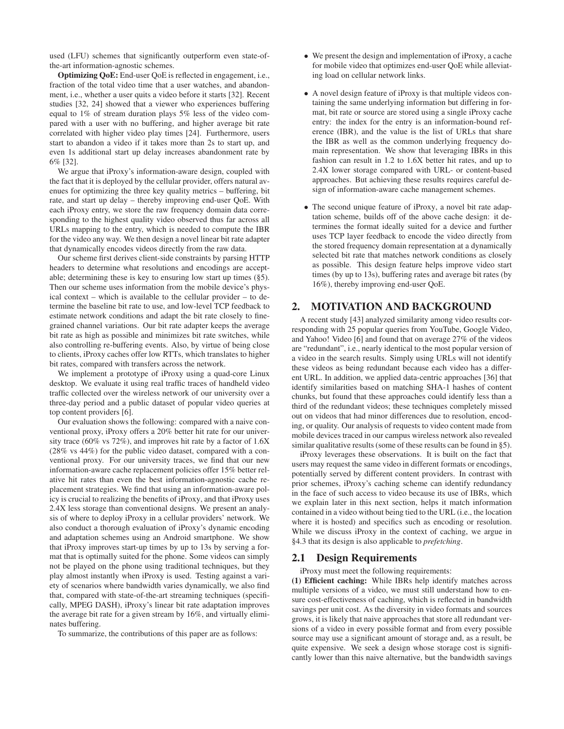used (LFU) schemes that significantly outperform even state-of-the-art information-agnostic schemes.

**Optimizing QoE:** End-user QoE is reflected in engagement, i.e., fraction of the total video time that a user watches, and abandonment, i.e., whether a user quits a video before it starts [32]. Recent studies [32, 24] showed that a viewer who experiences buffering equal to 1% of stream duration plays 5% less of the video compared with a user with no buffering, and higher average bit rate correlated with higher video play times [24]. Furthermore, users start to abandon a video if it takes more than 2s to start up, and even 1s additional start up delay increases abandonment rate by 6% [32].

We argue that iProxy's information-aware design, coupled with the fact that it is deployed by the cellular provider, offers natural avenues for optimizing the three key quality metrics – buffering, bit rate, and start up delay – thereby improving end-user QoE. With each iProxy entry, we store the raw frequency domain data corresponding to the highest quality video observed thus far across all URLs mapping to the entry, which is needed to compute the IBR for the video any way. We then design a novel linear bit rate adapter that dynamically encodes videos directly from the raw data.

Our scheme first derives client-side constraints by parsing HTTP headers to determine what resolutions and encodings are acceptable; determining these is key to ensuring low start up times (§5). Then our scheme uses information from the mobile device's physical context – which is available to the cellular provider – to determine the baseline bit rate to use, and low-level TCP feedback to estimate network conditions and adapt the bit rate closely to fine-grained channel variations. Our bit rate adapter keeps the average bit rate as high as possible and minimizes bit rate switches, while also controlling re-buffering events. Also, by virtue of being close to clients, iProxy caches offer low RTTs, which translates to higher bit rates, compared with transfers across the network.

We implement a prototype of iProxy using a quad-core Linux desktop. We evaluate it using real traffic traces of handheld video traffic collected over the wireless network of our university over a three-day period and a public dataset of popular video queries at top content providers [6].

Our evaluation shows the following: compared with a naive conventional proxy, iProxy offers a 20% better hit rate for our university trace (60% vs 72%), and improves hit rate by a factor of 1.6X (28% vs 44%) for the public video dataset, compared with a conventional proxy. For our university traces, we find that our new information-aware cache replacement policies offer 15% better relative hit rates than even the best information-agnostic cache replacement strategies. We find that using an information-aware policy is crucial to realizing the benefits of iProxy, and that iProxy uses 2.4X less storage than conventional designs. We present an analysis of where to deploy iProxy in a cellular providers' network. We also conduct a thorough evaluation of iProxy's dynamic encoding and adaptation schemes using an Android smartphone. We show that iProxy improves start-up times by up to 13s by serving a format that is optimally suited for the phone. Some videos can simply not be played on the phone using traditional techniques, but they play almost instantly when iProxy is used. Testing against a variety of scenarios where bandwidth varies dynamically, we also find that, compared with state-of-the-art streaming techniques (specifically, MPEG DASH), iProxy's linear bit rate adaptation improves the average bit rate for a given stream by 16%, and virtually eliminates buffering.

To summarize, the contributions of this paper are as follows:

- We present the design and implementation of iProxy, a cache for mobile video that optimizes end-user QoE while alleviating load on cellular network links.
- A novel design feature of iProxy is that multiple videos containing the same underlying information but differing in format, bit rate or source are stored using a single iProxy cache entry: the index for the entry is an information-bound reference (IBR), and the value is the list of URLs that share the IBR as well as the common underlying frequency domain representation. We show that leveraging IBRs in this fashion can result in 1.2 to 1.6X better hit rates, and up to 2.4X lower storage compared with URL- or content-based approaches. But achieving these results requires careful design of information-aware cache management schemes.
- The second unique feature of iProxy, a novel bit rate adaptation scheme, builds off of the above cache design: it determines the format ideally suited for a device and further uses TCP layer feedback to encode the video directly from the stored frequency domain representation at a dynamically selected bit rate that matches network conditions as closely as possible. This design feature helps improve video start times (by up to 13s), buffering rates and average bit rates (by 16%), thereby improving end-user QoE.

## 2. MOTIVATION AND BACKGROUND

A recent study [43] analyzed similarity among video results corresponding with 25 popular queries from YouTube, Google Video, and Yahoo! Video [6] and found that on average 27% of the videos are "redundant", i.e., nearly identical to the most popular version of a video in the search results. Simply using URLs will not identify these videos as being redundant because each video has a different URL. In addition, we applied data-centric approaches [36] that identify similarities based on matching SHA-1 hashes of content chunks, but found that these approaches could identify less than a third of the redundant videos; these techniques completely missed out on videos that had minor differences due to resolution, encoding, or quality. Our analysis of requests to video content made from mobile devices traced in our campus wireless network also revealed similar qualitative results (some of these results can be found in §5).

iProxy leverages these observations. It is built on the fact that users may request the same video in different formats or encodings, potentially served by different content providers. In contrast with prior schemes, iProxy's caching scheme can identify redundancy in the face of such access to video because its use of IBRs, which we explain later in this next section, helps it match information contained in a video without being tied to the URL (i.e., the location where it is hosted) and specifics such as encoding or resolution. While we discuss iProxy in the context of caching, we argue in §4.3 that its design is also applicable to *prefetching*.

### 2.1 Design Requirements

iProxy must meet the following requirements:

**(1) Efficient caching:** While IBRs help identify matches across multiple versions of a video, we must still understand how to ensure cost-effectiveness of caching, which is reflected in bandwidth savings per unit cost. As the diversity in video formats and sources grows, it is likely that naive approaches that store all redundant versions of a video in every possible format and from every possible source may use a significant amount of storage and, as a result, be quite expensive. We seek a design whose storage cost is significantly lower than this naive alternative, but the bandwidth savings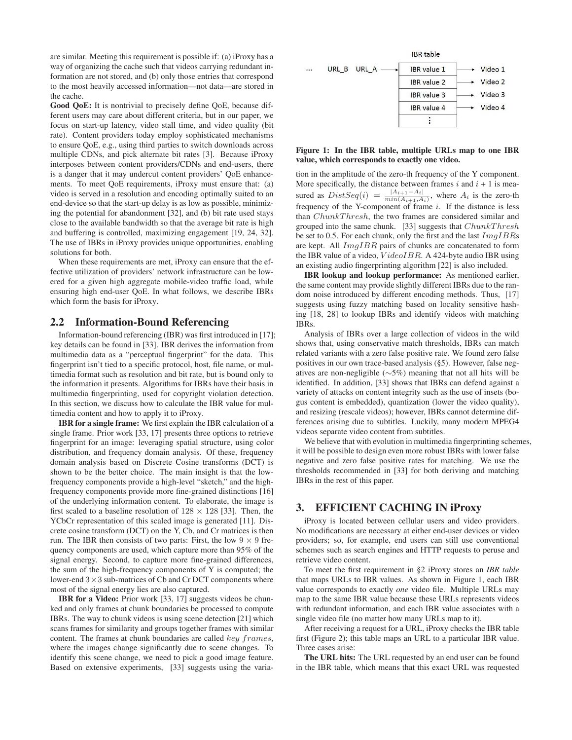are similar. Meeting this requirement is possible if: (a) iProxy has a way of organizing the cache such that videos carrying redundant information are not stored, and (b) only those entries that correspond to the most heavily accessed information—not data—are stored in the cache.

**Good QoE:** It is nontrivial to precisely define QoE, because different users may care about different criteria, but in our paper, we focus on start-up latency, video stall time, and video quality (bit rate). Content providers today employ sophisticated mechanisms to ensure QoE, e.g., using third parties to switch downloads across multiple CDNs, and pick alternate bit rates [3]. Because iProxy interposes between content providers/CDNs and end-users, there is a danger that it may undercut content providers' QoE enhancements. To meet QoE requirements, iProxy must ensure that: (a) video is served in a resolution and encoding optimally suited to an end-device so that the start-up delay is as low as possible, minimizing the potential for abandonment [32], and (b) bit rate used stays close to the available bandwidth so that the average bit rate is high and buffering is controlled, maximizing engagement [19, 24, 32]. The use of IBRs in iProxy provides unique opportunities, enabling solutions for both.

When these requirements are met, iProxy can ensure that the effective utilization of providers' network infrastructure can be lowered for a given high aggregate mobile-video traffic load, while ensuring high end-user QoE. In what follows, we describe IBRs which form the basis for iProxy.

## 2.2 Information-Bound Referencing

Information-bound referencing (IBR) was first introduced in [17]; key details can be found in [33]. IBR derives the information from multimedia data as a "perceptual fingerprint" for the data. This fingerprint isn't tied to a specific protocol, host, file name, or multimedia format such as resolution and bit rate, but is bound only to the information it presents. Algorithms for IBRs have their basis in multimedia fingerprinting, used for copyright violation detection. In this section, we discuss how to calculate the IBR value for multimedia content and how to apply it to iProxy.

**IBR for a single frame:** We first explain the IBR calculation of a single frame. Prior work [33, 17] presents three options to retrieve fingerprint for an image: leveraging spatial structure, using color distribution, and frequency domain analysis. Of these, frequency domain analysis based on Discrete Cosine transforms (DCT) is shown to be the better choice. The main insight is that the low-frequency components provide a high-level "sketch," and the high-frequency components provide more fine-grained distinctions [16] of the underlying information content. To elaborate, the image is first scaled to a baseline resolution of $128 \times 128$ [33]. Then, the YCbCr representation of this scaled image is generated [11]. Discrete cosine transform (DCT) on the Y, Cb, and Cr matrices is then run. The IBR then consists of two parts: First, the low $9 \times 9$ frequency components are used, which capture more than 95% of the signal energy. Second, to capture more fine-grained differences, the sum of the high-frequency components of Y is computed; the lower-end $3 \times 3$ sub-matrices of Cb and Cr DCT components where most of the signal energy lies are also captured.

**IBR for a Video:** Prior work [33, 17] suggests videos be chunked and only frames at chunk boundaries be processed to compute IBRs. The way to chunk videos is using scene detection [21] which scans frames for similarity and groups together frames with similar content. The frames at chunk boundaries are called $key\ frames$, where the images change significantly due to scene changes. To identify this scene change, we need to pick a good image feature. Based on extensive experiments, [33] suggests using the variation in the amplitude of the zero-th frequency of the Y component. More specifically, the distance between frames $i$ and $i+1$ is measured as $DistSeq(i) = \frac{|A_{i+1} - A_i|}{min(A_{i+1}, A_i)}$, where $A_i$ is the zero-th frequency of the Y-component of frame $i$. If the distance is less than $ChunkThresh$, the two frames are considered similar and grouped into the same chunk. [33] suggests that $ChunkThresh$ be set to 0.5. For each chunk, only the first and the last $ImgIBR$s are kept. All $ImgIBR$ pairs of chunks are concatenated to form the IBR value of a video, $VideoIBR$. A 424-byte audio IBR using an existing audio fingerprinting algorithm [22] is also included.

IBR table

| | | IBR table | | |
|---|---|---|---|---|
| ... URL_B | URL_A → | IBR value 1 | → | Video 1 |
| | | IBR value 2 | → | Video 2 |
| | | IBR value 3 | → | Video 3 |
| | | IBR value 4 | → | Video 4 |
| | | ⋮ | | |

**Figure 1: In the IBR table, multiple URLs map to one IBR value, which corresponds to exactly one video.**

**IBR lookup and lookup performance:** As mentioned earlier, the same content may provide slightly different IBRs due to the random noise introduced by different encoding methods. Thus, [17] suggests using fuzzy matching based on locality sensitive hashing [18, 28] to lookup IBRs and identify videos with matching IBRs.

Analysis of IBRs over a large collection of videos in the wild shows that, using conservative match thresholds, IBRs can match related variants with a zero false positive rate. We found zero false positives in our own trace-based analysis (§5). However, false negatives are non-negligible (∼5%) meaning that not all hits will be identified. In addition, [33] shows that IBRs can defend against a variety of attacks on content integrity such as the use of insets (bogus content is embedded), quantization (lower the video quality), and resizing (rescale videos); however, IBRs cannot determine differences arising due to subtitles. Luckily, many modern MPEG4 videos separate video content from subtitles.

We believe that with evolution in multimedia fingerprinting schemes, it will be possible to design even more robust IBRs with lower false negative and zero false positive rates for matching. We use the thresholds recommended in [33] for both deriving and matching IBRs in the rest of this paper.

# 3. EFFICIENT CACHING IN iProxy

iProxy is located between cellular users and video providers. No modifications are necessary at either end-user devices or video providers; so, for example, end users can still use conventional schemes such as search engines and HTTP requests to peruse and retrieve video content.

To meet the first requirement in §2 iProxy stores an *IBR table* that maps URLs to IBR values. As shown in Figure 1, each IBR value corresponds to exactly *one* video file. Multiple URLs may map to the same IBR value because these URLs represents videos with redundant information, and each IBR value associates with a single video file (no matter how many URLs map to it).

After receiving a request for a URL, iProxy checks the IBR table first (Figure 2); this table maps an URL to a particular IBR value. Three cases arise:

**The URL hits:** The URL requested by an end user can be found in the IBR table, which means that this exact URL was requested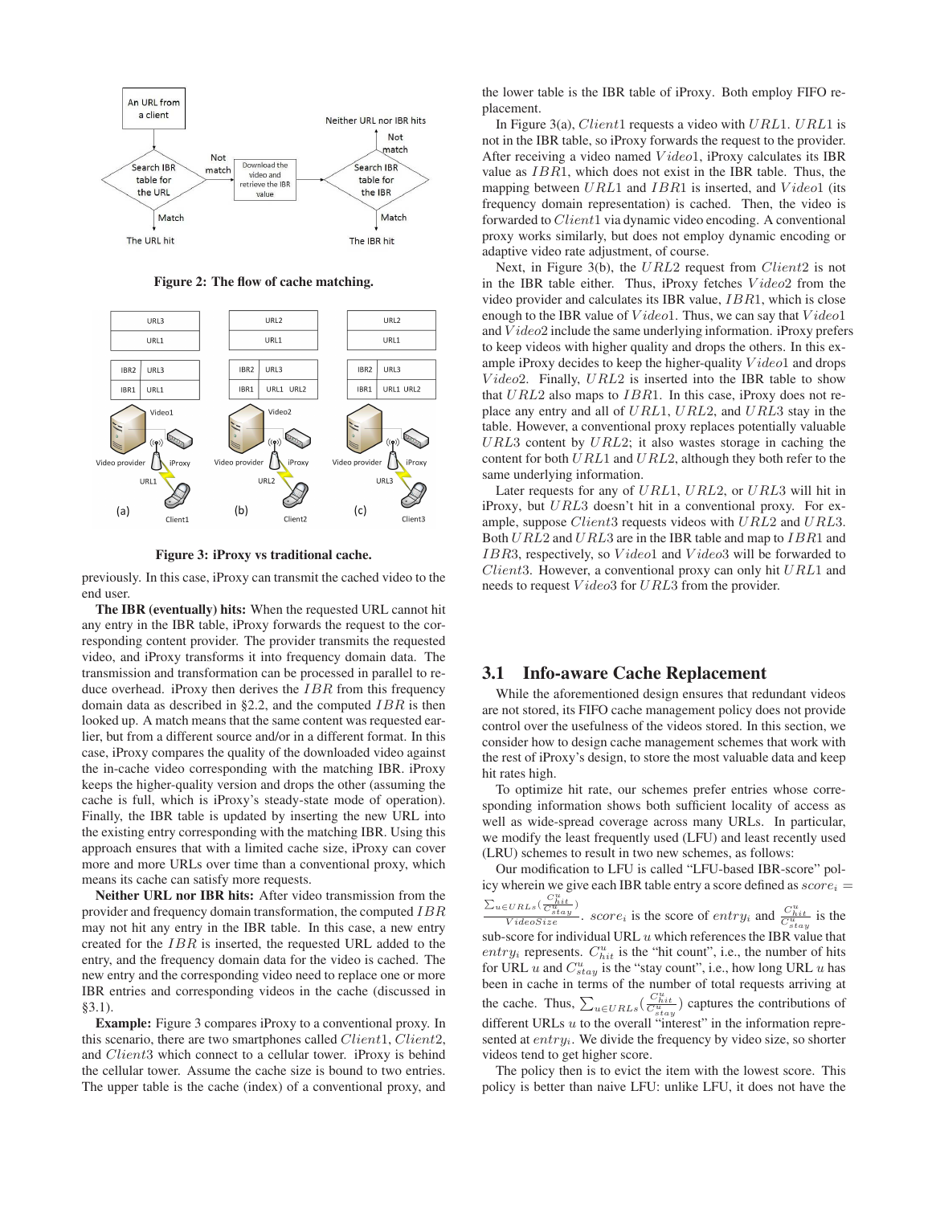Figure 2: The flow of cache matching.

Figure 3: iProxy vs traditional cache.

previously. In this case, iProxy can transmit the cached video to the end user.

**The IBR (eventually) hits:** When the requested URL cannot hit any entry in the IBR table, iProxy forwards the request to the corresponding content provider. The provider transmits the requested video, and iProxy transforms it into frequency domain data. The transmission and transformation can be processed in parallel to reduce overhead. iProxy then derives the $IBR$ from this frequency domain data as described in §2.2, and the computed $IBR$ is then looked up. A match means that the same content was requested earlier, but from a different source and/or in a different format. In this case, iProxy compares the quality of the downloaded video against the in-cache video corresponding with the matching IBR. iProxy keeps the higher-quality version and drops the other (assuming the cache is full, which is iProxy's steady-state mode of operation). Finally, the IBR table is updated by inserting the new URL into the existing entry corresponding with the matching IBR. Using this approach ensures that with a limited cache size, iProxy can cover more and more URLs over time than a conventional proxy, which means its cache can satisfy more requests.

**Neither URL nor IBR hits:** After video transmission from the provider and frequency domain transformation, the computed $IBR$ may not hit any entry in the IBR table. In this case, a new entry created for the $IBR$ is inserted, the requested URL added to the entry, and the frequency domain data for the video is cached. The new entry and the corresponding video need to replace one or more IBR entries and corresponding videos in the cache (discussed in §3.1).

**Example:** Figure 3 compares iProxy to a conventional proxy. In this scenario, there are two smartphones called $Client1$, $Client2$, and $Client3$ which connect to a cellular tower. iProxy is behind the cellular tower. Assume the cache size is bound to two entries. The upper table is the cache (index) of a conventional proxy, and the lower table is the IBR table of iProxy. Both employ FIFO replacement.

In Figure 3(a), $Client1$ requests a video with $URL1$. $URL1$ is not in the IBR table, so iProxy forwards the request to the provider. After receiving a video named $Video1$, iProxy calculates its IBR value as $IBR1$, which does not exist in the IBR table. Thus, the mapping between $URL1$ and $IBR1$ is inserted, and $Video1$ (its frequency domain representation) is cached. Then, the video is forwarded to $Client1$ via dynamic video encoding. A conventional proxy works similarly, but does not employ dynamic encoding or adaptive video rate adjustment, of course.

Next, in Figure 3(b), the $URL2$ request from $Client2$ is not in the IBR table either. Thus, iProxy fetches $Video2$ from the video provider and calculates its IBR value, $IBR1$, which is close enough to the IBR value of $Video1$. Thus, we can say that $Video1$ and $Video2$ include the same underlying information. iProxy prefers to keep videos with higher quality and drops the others. In this example iProxy decides to keep the higher-quality $Video1$ and drops $Video2$. Finally, $URL2$ is inserted into the IBR table to show that $URL2$ also maps to $IBR1$. In this case, iProxy does not replace any entry and all of $URL1$, $URL2$, and $URL3$ stay in the table. However, a conventional proxy replaces potentially valuable $URL3$ content by $URL2$; it also wastes storage in caching the content for both $URL1$ and $URL2$, although they both refer to the same underlying information.

Later requests for any of $URL1$, $URL2$, or $URL3$ will hit in iProxy, but $URL3$ doesn't hit in a conventional proxy. For example, suppose $Client3$ requests videos with $URL2$ and $URL3$. Both $URL2$ and $URL3$ are in the IBR table and map to $IBR1$ and $IBR3$, respectively, so $Video1$ and $Video3$ will be forwarded to $Client3$. However, a conventional proxy can only hit $URL1$ and needs to request $Video3$ for $URL3$ from the provider.

## 3.1 Info-aware Cache Replacement

While the aforementioned design ensures that redundant videos are not stored, its FIFO cache management policy does not provide control over the usefulness of the videos stored. In this section, we consider how to design cache management schemes that work with the rest of iProxy's design, to store the most valuable data and keep hit rates high.

To optimize hit rate, our schemes prefer entries whose corresponding information shows both sufficient locality of access as well as wide-spread coverage across many URLs. In particular, we modify the least frequently used (LFU) and least recently used (LRU) schemes to result in two new schemes, as follows:

Our modification to LFU is called "LFU-based IBR-score" policy wherein we give each IBR table entry a score defined as $score_i = \frac{\sum_{u \in URLs}(\frac{C^u_{hit}}{C^u_{stay}})}{VideoSize}$. $score_i$ is the score of $entry_i$ and $\frac{C^u_{hit}}{C^u_{stay}}$ is the sub-score for individual URL $u$ which references the IBR value that $entry_i$ represents. $C^u_{hit}$ is the "hit count", i.e., the number of hits for URL $u$ and $C^u_{stay}$ is the "stay count", i.e., how long URL $u$ has been in cache in terms of the number of total requests arriving at the cache. Thus, $\sum_{u \in URLs}(\frac{C^u_{hit}}{C^u_{stay}})$ captures the contributions of different URLs $u$ to the overall "interest" in the information represented at $entry_i$. We divide the frequency by video size, so shorter videos tend to get higher score.

The policy then is to evict the item with the lowest score. This policy is better than naive LFU: unlike LFU, it does not have the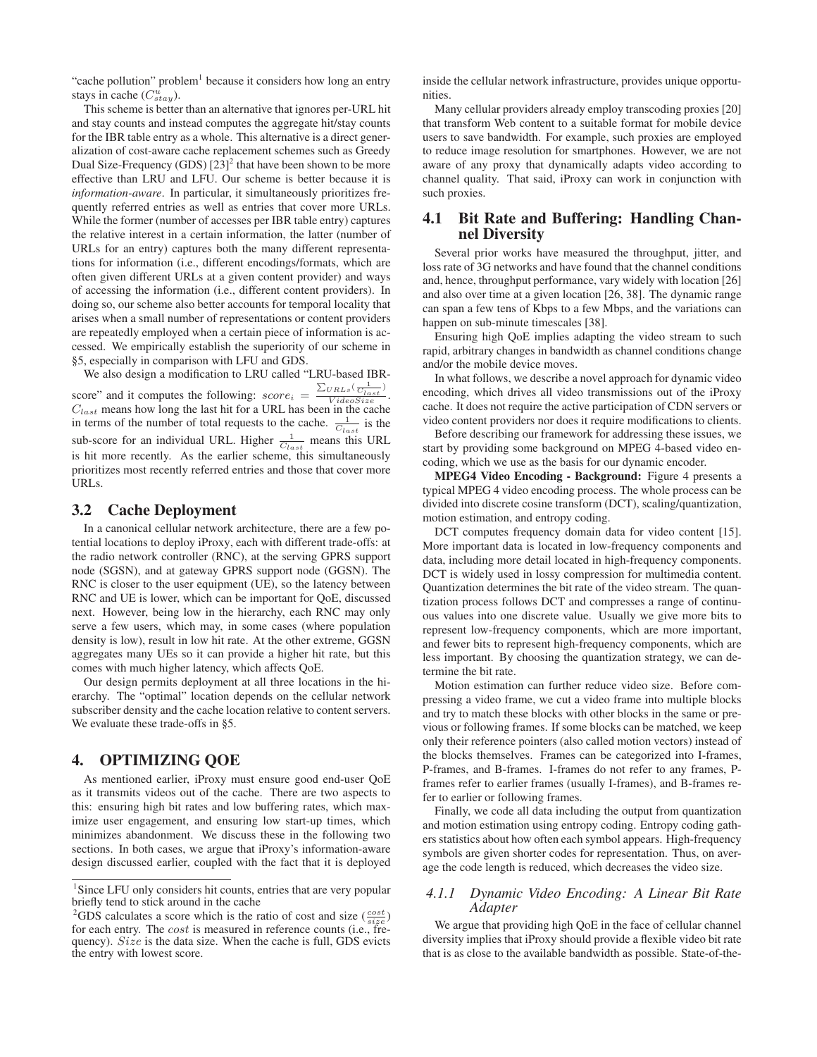"cache pollution" problem[1] because it considers how long an entry stays in cache ($C^u_{stay}$).

This scheme is better than an alternative that ignores per-URL hit and stay counts and instead computes the aggregate hit/stay counts for the IBR table entry as a whole. This alternative is a direct generalization of cost-aware cache replacement schemes such as Greedy Dual Size-Frequency (GDS) [23][2] that have been shown to be more effective than LRU and LFU. Our scheme is better because it is *information-aware*. In particular, it simultaneously prioritizes frequently referred entries as well as entries that cover more URLs. While the former (number of accesses per IBR table entry) captures the relative interest in a certain information, the latter (number of URLs for an entry) captures both the many different representations for information (i.e., different encodings/formats, which are often given different URLs at a given content provider) and ways of accessing the information (i.e., different content providers). In doing so, our scheme also better accounts for temporal locality that arises when a small number of representations or content providers are repeatedly employed when a certain piece of information is accessed. We empirically establish the superiority of our scheme in §5, especially in comparison with LFU and GDS.

We also design a modification to LRU called "LRU-based IBR-score" and it computes the following: $score_i = \frac{\sum_{URLs}(\frac{1}{C_{last}})}{VideoSize}$. $C_{last}$ means how long the last hit for a URL has been in the cache in terms of the number of total requests to the cache. $\frac{1}{C_{last}}$ is the sub-score for an individual URL. Higher $\frac{1}{C_{last}}$ means this URL is hit more recently. As the earlier scheme, this simultaneously prioritizes most recently referred entries and those that cover more URLs.

## 3.2 Cache Deployment

In a canonical cellular network architecture, there are a few potential locations to deploy iProxy, each with different trade-offs: at the radio network controller (RNC), at the serving GPRS support node (SGSN), and at gateway GPRS support node (GGSN). The RNC is closer to the user equipment (UE), so the latency between RNC and UE is lower, which can be important for QoE, discussed next. However, being low in the hierarchy, each RNC may only serve a few users, which may, in some cases (where population density is low), result in low hit rate. At the other extreme, GGSN aggregates many UEs so it can provide a higher hit rate, but this comes with much higher latency, which affects QoE.

Our design permits deployment at all three locations in the hierarchy. The "optimal" location depends on the cellular network subscriber density and the cache location relative to content servers. We evaluate these trade-offs in §5.

# 4. OPTIMIZING QOE

As mentioned earlier, iProxy must ensure good end-user QoE as it transmits videos out of the cache. There are two aspects to this: ensuring high bit rates and low buffering rates, which maximize user engagement, and ensuring low start-up times, which minimizes abandonment. We discuss these in the following two sections. In both cases, we argue that iProxy's information-aware design discussed earlier, coupled with the fact that it is deployed inside the cellular network infrastructure, provides unique opportunities.

Many cellular providers already employ transcoding proxies [20] that transform Web content to a suitable format for mobile device users to save bandwidth. For example, such proxies are employed to reduce image resolution for smartphones. However, we are not aware of any proxy that dynamically adapts video according to channel quality. That said, iProxy can work in conjunction with such proxies.

## 4.1 Bit Rate and Buffering: Handling Channel Diversity

Several prior works have measured the throughput, jitter, and loss rate of 3G networks and have found that the channel conditions and, hence, throughput performance, vary widely with location [26] and also over time at a given location [26, 38]. The dynamic range can span a few tens of Kbps to a few Mbps, and the variations can happen on sub-minute timescales [38].

Ensuring high QoE implies adapting the video stream to such rapid, arbitrary changes in bandwidth as channel conditions change and/or the mobile device moves.

In what follows, we describe a novel approach for dynamic video encoding, which drives all video transmissions out of the iProxy cache. It does not require the active participation of CDN servers or video content providers nor does it require modifications to clients.

Before describing our framework for addressing these issues, we start by providing some background on MPEG 4-based video encoding, which we use as the basis for our dynamic encoder.

**MPEG4 Video Encoding - Background:** Figure 4 presents a typical MPEG 4 video encoding process. The whole process can be divided into discrete cosine transform (DCT), scaling/quantization, motion estimation, and entropy coding.

DCT computes frequency domain data for video content [15]. More important data is located in low-frequency components and data, including more detail located in high-frequency components. DCT is widely used in lossy compression for multimedia content. Quantization determines the bit rate of the video stream. The quantization process follows DCT and compresses a range of continuous values into one discrete value. Usually we give more bits to represent low-frequency components, which are more important, and fewer bits to represent high-frequency components, which are less important. By choosing the quantization strategy, we can determine the bit rate.

Motion estimation can further reduce video size. Before compressing a video frame, we cut a video frame into multiple blocks and try to match these blocks with other blocks in the same or previous or following frames. If some blocks can be matched, we keep only their reference pointers (also called motion vectors) instead of the blocks themselves. Frames can be categorized into I-frames, P-frames, and B-frames. I-frames do not refer to any frames, P-frames refer to earlier frames (usually I-frames), and B-frames refer to earlier or following frames.

Finally, we code all data including the output from quantization and motion estimation using entropy coding. Entropy coding gathers statistics about how often each symbol appears. High-frequency symbols are given shorter codes for representation. Thus, on average the code length is reduced, which decreases the video size.

### *4.1.1 Dynamic Video Encoding: A Linear Bit Rate Adapter*

We argue that providing high QoE in the face of cellular channel diversity implies that iProxy should provide a flexible video bit rate that is as close to the available bandwidth as possible. State-of-the-

---

[1] Since LFU only considers hit counts, entries that are very popular briefly tend to stick around in the cache

[2] GDS calculates a score which is the ratio of cost and size ($\frac{cost}{size}$) for each entry. The $cost$ is measured in reference counts (i.e., frequency). $Size$ is the data size. When the cache is full, GDS evicts the entry with lowest score.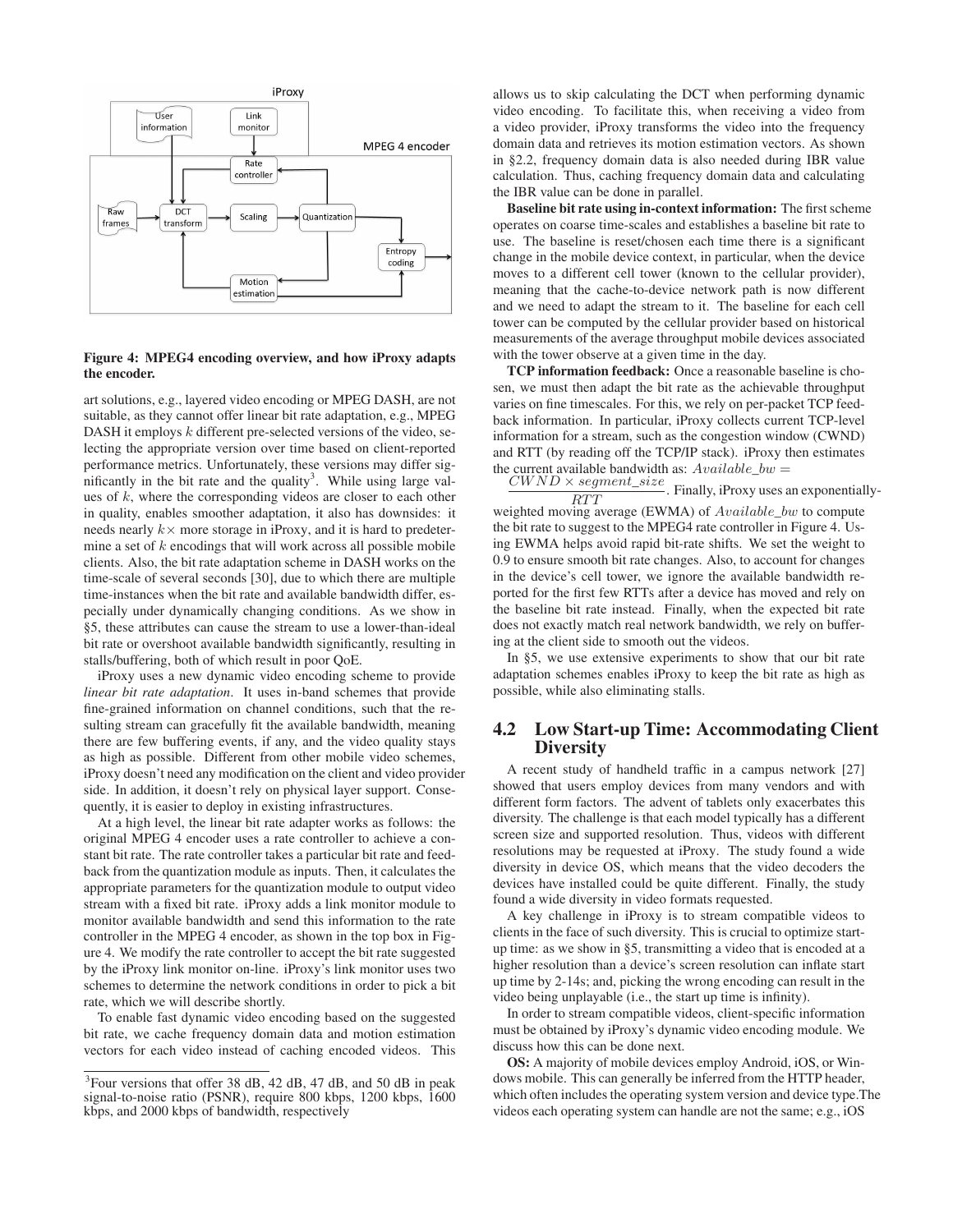iProxy

User information

Link monitor

MPEG 4 encoder

Rate controller

Raw frames

DCT transform

Scaling

Quantization

Entropy coding

Motion estimation

**Figure 4: MPEG4 encoding overview, and how iProxy adapts the encoder.**

art solutions, e.g., layered video encoding or MPEG DASH, are not suitable, as they cannot offer linear bit rate adaptation, e.g., MPEG DASH it employs $k$ different pre-selected versions of the video, selecting the appropriate version over time based on client-reported performance metrics. Unfortunately, these versions may differ significantly in the bit rate and the quality[3]. While using large values of $k$, where the corresponding videos are closer to each other in quality, enables smoother adaptation, it also has downsides: it needs nearly $k\times$ more storage in iProxy, and it is hard to predetermine a set of $k$ encodings that will work across all possible mobile clients. Also, the bit rate adaptation scheme in DASH works on the time-scale of several seconds [30], due to which there are multiple time-instances when the bit rate and available bandwidth differ, especially under dynamically changing conditions. As we show in §5, these attributes can cause the stream to use a lower-than-ideal bit rate or overshoot available bandwidth significantly, resulting in stalls/buffering, both of which result in poor QoE.

iProxy uses a new dynamic video encoding scheme to provide *linear bit rate adaptation*. It uses in-band schemes that provide fine-grained information on channel conditions, such that the resulting stream can gracefully fit the available bandwidth, meaning there are few buffering events, if any, and the video quality stays as high as possible. Different from other mobile video schemes, iProxy doesn't need any modification on the client and video provider side. In addition, it doesn't rely on physical layer support. Consequently, it is easier to deploy in existing infrastructures.

At a high level, the linear bit rate adapter works as follows: the original MPEG 4 encoder uses a rate controller to achieve a constant bit rate. The rate controller takes a particular bit rate and feedback from the quantization module as inputs. Then, it calculates the appropriate parameters for the quantization module to output video stream with a fixed bit rate. iProxy adds a link monitor module to monitor available bandwidth and send this information to the rate controller in the MPEG 4 encoder, as shown in the top box in Figure 4. We modify the rate controller to accept the bit rate suggested by the iProxy link monitor on-line. iProxy's link monitor uses two schemes to determine the network conditions in order to pick a bit rate, which we will describe shortly.

To enable fast dynamic video encoding based on the suggested bit rate, we cache frequency domain data and motion estimation vectors for each video instead of caching encoded videos. This allows us to skip calculating the DCT when performing dynamic video encoding. To facilitate this, when receiving a video from a video provider, iProxy transforms the video into the frequency domain data and retrieves its motion estimation vectors. As shown in §2.2, frequency domain data is also needed during IBR value calculation. Thus, caching frequency domain data and calculating the IBR value can be done in parallel.

**Baseline bit rate using in-context information:** The first scheme operates on coarse time-scales and establishes a baseline bit rate to use. The baseline is reset/chosen each time there is a significant change in the mobile device context, in particular, when the device moves to a different cell tower (known to the cellular provider), meaning that the cache-to-device network path is now different and we need to adapt the stream to it. The baseline for each cell tower can be computed by the cellular provider based on historical measurements of the average throughput mobile devices associated with the tower observe at a given time in the day.

**TCP information feedback:** Once a reasonable baseline is chosen, we must then adapt the bit rate as the achievable throughput varies on fine timescales. For this, we rely on per-packet TCP feedback information. In particular, iProxy collects current TCP-level information for a stream, such as the congestion window (CWND) and RTT (by reading off the TCP/IP stack). iProxy then estimates the current available bandwidth as: $Available\_bw = \frac{CWND \times segment\_size}{RTT}$. Finally, iProxy uses an exponentially-weighted moving average (EWMA) of $Available\_bw$ to compute the bit rate to suggest to the MPEG4 rate controller in Figure 4. Using EWMA helps avoid rapid bit-rate shifts. We set the weight to 0.9 to ensure smooth bit rate changes. Also, to account for changes in the device's cell tower, we ignore the available bandwidth reported for the first few RTTs after a device has moved and rely on the baseline bit rate instead. Finally, when the expected bit rate does not exactly match real network bandwidth, we rely on buffering at the client side to smooth out the videos.

In §5, we use extensive experiments to show that our bit rate adaptation schemes enables iProxy to keep the bit rate as high as possible, while also eliminating stalls.

## 4.2 Low Start-up Time: Accommodating Client Diversity

A recent study of handheld traffic in a campus network [27] showed that users employ devices from many vendors and with different form factors. The advent of tablets only exacerbates this diversity. The challenge is that each model typically has a different screen size and supported resolution. Thus, videos with different resolutions may be requested at iProxy. The study found a wide diversity in device OS, which means that the video decoders the devices have installed could be quite different. Finally, the study found a wide diversity in video formats requested.

A key challenge in iProxy is to stream compatible videos to clients in the face of such diversity. This is crucial to optimize start-up time: as we show in §5, transmitting a video that is encoded at a higher resolution than a device's screen resolution can inflate start up time by 2-14s; and, picking the wrong encoding can result in the video being unplayable (i.e., the start up time is infinity).

In order to stream compatible videos, client-specific information must be obtained by iProxy's dynamic video encoding module. We discuss how this can be done next.

**OS:** A majority of mobile devices employ Android, iOS, or Windows mobile. This can generally be inferred from the HTTP header, which often includes the operating system version and device type.The videos each operating system can handle are not the same; e.g., iOS

[3]Four versions that offer 38 dB, 42 dB, 47 dB, and 50 dB in peak signal-to-noise ratio (PSNR), require 800 kbps, 1200 kbps, 1600 kbps, and 2000 kbps of bandwidth, respectively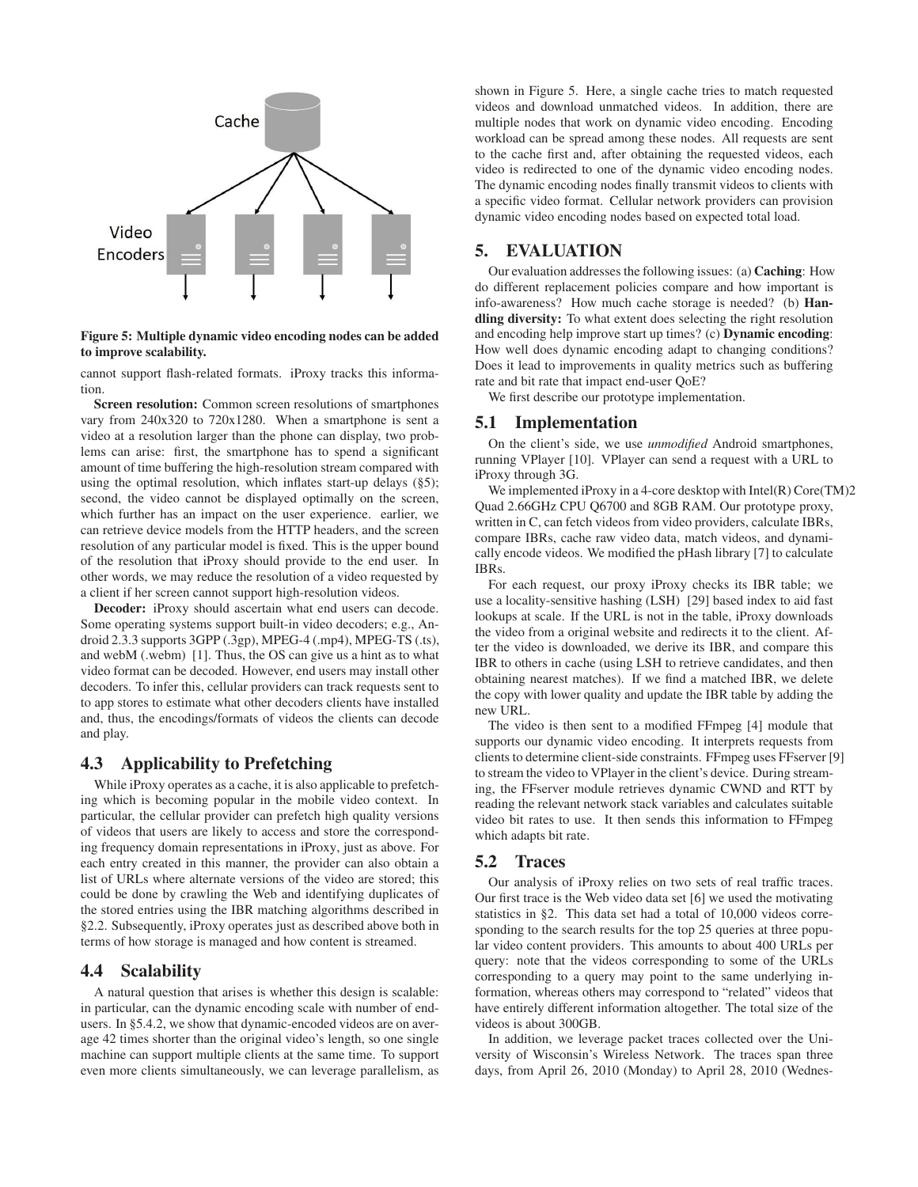**Figure 5: Multiple dynamic video encoding nodes can be added to improve scalability.**

cannot support flash-related formats. iProxy tracks this information.

**Screen resolution:** Common screen resolutions of smartphones vary from 240x320 to 720x1280. When a smartphone is sent a video at a resolution larger than the phone can display, two problems can arise: first, the smartphone has to spend a significant amount of time buffering the high-resolution stream compared with using the optimal resolution, which inflates start-up delays (§5); second, the video cannot be displayed optimally on the screen, which further has an impact on the user experience. earlier, we can retrieve device models from the HTTP headers, and the screen resolution of any particular model is fixed. This is the upper bound of the resolution that iProxy should provide to the end user. In other words, we may reduce the resolution of a video requested by a client if her screen cannot support high-resolution videos.

**Decoder:** iProxy should ascertain what end users can decode. Some operating systems support built-in video decoders; e.g., Android 2.3.3 supports 3GPP (.3gp), MPEG-4 (.mp4), MPEG-TS (.ts), and webM (.webm) [1]. Thus, the OS can give us a hint as to what video format can be decoded. However, end users may install other decoders. To infer this, cellular providers can track requests sent to to app stores to estimate what other decoders clients have installed and, thus, the encodings/formats of videos the clients can decode and play.

## 4.3 Applicability to Prefetching

While iProxy operates as a cache, it is also applicable to prefetching which is becoming popular in the mobile video context. In particular, the cellular provider can prefetch high quality versions of videos that users are likely to access and store the corresponding frequency domain representations in iProxy, just as above. For each entry created in this manner, the provider can also obtain a list of URLs where alternate versions of the video are stored; this could be done by crawling the Web and identifying duplicates of the stored entries using the IBR matching algorithms described in §2.2. Subsequently, iProxy operates just as described above both in terms of how storage is managed and how content is streamed.

## 4.4 Scalability

A natural question that arises is whether this design is scalable: in particular, can the dynamic encoding scale with number of end-users. In §5.4.2, we show that dynamic-encoded videos are on average 42 times shorter than the original video's length, so one single machine can support multiple clients at the same time. To support even more clients simultaneously, we can leverage parallelism, as shown in Figure 5. Here, a single cache tries to match requested videos and download unmatched videos. In addition, there are multiple nodes that work on dynamic video encoding. Encoding workload can be spread among these nodes. All requests are sent to the cache first and, after obtaining the requested videos, each video is redirected to one of the dynamic video encoding nodes. The dynamic encoding nodes finally transmit videos to clients with a specific video format. Cellular network providers can provision dynamic video encoding nodes based on expected total load.

# 5. EVALUATION

Our evaluation addresses the following issues: (a) **Caching**: How do different replacement policies compare and how important is info-awareness? How much cache storage is needed? (b) **Handling diversity:** To what extent does selecting the right resolution and encoding help improve start up times? (c) **Dynamic encoding**: How well does dynamic encoding adapt to changing conditions? Does it lead to improvements in quality metrics such as buffering rate and bit rate that impact end-user QoE?

We first describe our prototype implementation.

## 5.1 Implementation

On the client's side, we use *unmodified* Android smartphones, running VPlayer [10]. VPlayer can send a request with a URL to iProxy through 3G.

We implemented iProxy in a 4-core desktop with Intel(R) Core(TM)2 Quad 2.66GHz CPU Q6700 and 8GB RAM. Our prototype proxy, written in C, can fetch videos from video providers, calculate IBRs, compare IBRs, cache raw video data, match videos, and dynamically encode videos. We modified the pHash library [7] to calculate IBRs.

For each request, our proxy iProxy checks its IBR table; we use a locality-sensitive hashing (LSH) [29] based index to aid fast lookups at scale. If the URL is not in the table, iProxy downloads the video from a original website and redirects it to the client. After the video is downloaded, we derive its IBR, and compare this IBR to others in cache (using LSH to retrieve candidates, and then obtaining nearest matches). If we find a matched IBR, we delete the copy with lower quality and update the IBR table by adding the new URL.

The video is then sent to a modified FFmpeg [4] module that supports our dynamic video encoding. It interprets requests from clients to determine client-side constraints. FFmpeg uses FFserver [9] to stream the video to VPlayer in the client's device. During streaming, the FFserver module retrieves dynamic CWND and RTT by reading the relevant network stack variables and calculates suitable video bit rates to use. It then sends this information to FFmpeg which adapts bit rate.

## 5.2 Traces

Our analysis of iProxy relies on two sets of real traffic traces. Our first trace is the Web video data set [6] we used the motivating statistics in §2. This data set had a total of 10,000 videos corresponding to the search results for the top 25 queries at three popular video content providers. This amounts to about 400 URLs per query: note that the videos corresponding to some of the URLs corresponding to a query may point to the same underlying information, whereas others may correspond to "related" videos that have entirely different information altogether. The total size of the videos is about 300GB.

In addition, we leverage packet traces collected over the University of Wisconsin's Wireless Network. The traces span three days, from April 26, 2010 (Monday) to April 28, 2010 (Wednes-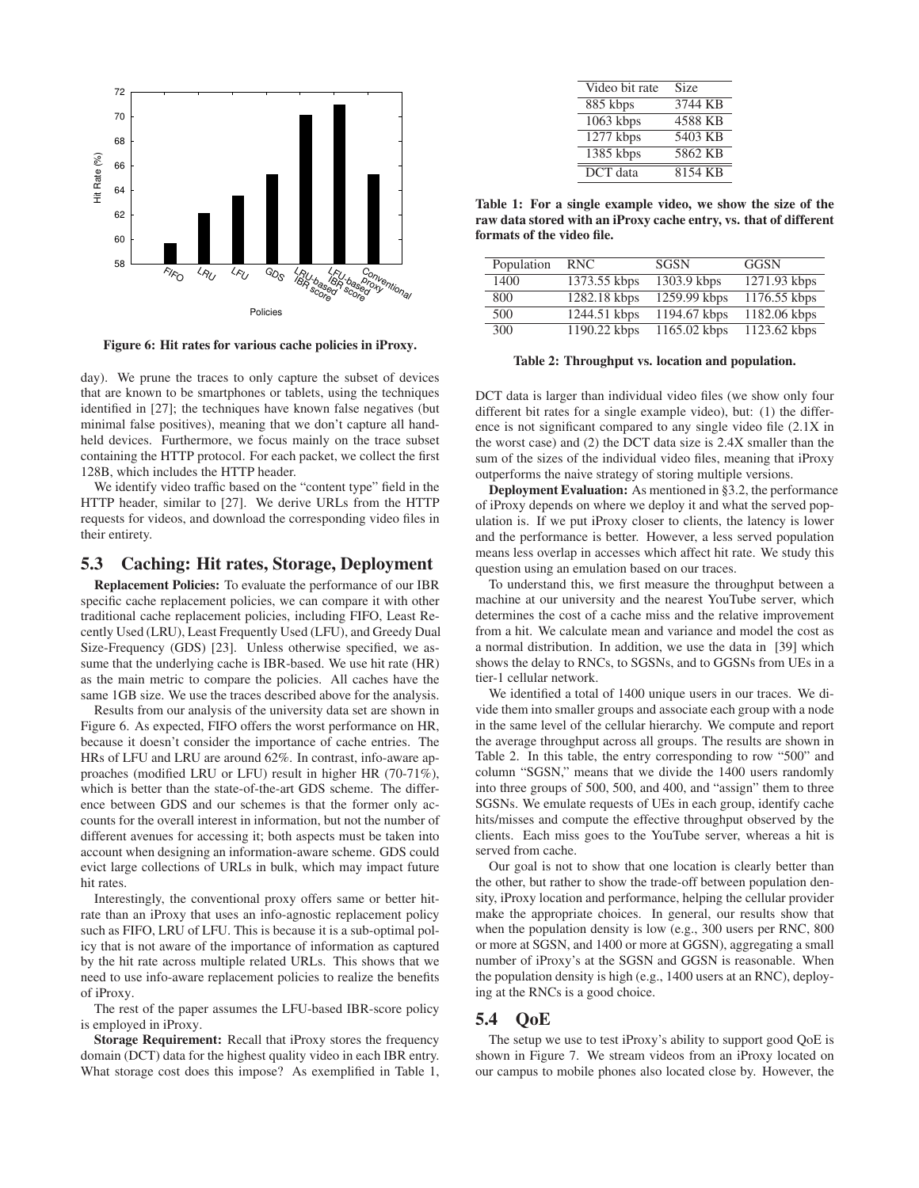Figure 6: Hit rates for various cache policies in iProxy.

day). We prune the traces to only capture the subset of devices that are known to be smartphones or tablets, using the techniques identified in [27]; the techniques have known false negatives (but minimal false positives), meaning that we don't capture all handheld devices. Furthermore, we focus mainly on the trace subset containing the HTTP protocol. For each packet, we collect the first 128B, which includes the HTTP header.

We identify video traffic based on the "content type" field in the HTTP header, similar to [27]. We derive URLs from the HTTP requests for videos, and download the corresponding video files in their entirety.

## 5.3 Caching: Hit rates, Storage, Deployment

**Replacement Policies:** To evaluate the performance of our IBR specific cache replacement policies, we can compare it with other traditional cache replacement policies, including FIFO, Least Recently Used (LRU), Least Frequently Used (LFU), and Greedy Dual Size-Frequency (GDS) [23]. Unless otherwise specified, we assume that the underlying cache is IBR-based. We use hit rate (HR) as the main metric to compare the policies. All caches have the same 1GB size. We use the traces described above for the analysis.

Results from our analysis of the university data set are shown in Figure 6. As expected, FIFO offers the worst performance on HR, because it doesn't consider the importance of cache entries. The HRs of LFU and LRU are around 62%. In contrast, info-aware approaches (modified LRU or LFU) result in higher HR (70-71%), which is better than the state-of-the-art GDS scheme. The difference between GDS and our schemes is that the former only accounts for the overall interest in information, but not the number of different avenues for accessing it; both aspects must be taken into account when designing an information-aware scheme. GDS could evict large collections of URLs in bulk, which may impact future hit rates.

Interestingly, the conventional proxy offers same or better hit-rate than an iProxy that uses an info-agnostic replacement policy such as FIFO, LRU of LFU. This is because it is a sub-optimal policy that is not aware of the importance of information as captured by the hit rate across multiple related URLs. This shows that we need to use info-aware replacement policies to realize the benefits of iProxy.

The rest of the paper assumes the LFU-based IBR-score policy is employed in iProxy.

**Storage Requirement:** Recall that iProxy stores the frequency domain (DCT) data for the highest quality video in each IBR entry. What storage cost does this impose? As exemplified in Table 1, DCT data is larger than individual video files (we show only four different bit rates for a single example video), but: (1) the difference is not significant compared to any single video file (2.1X in the worst case) and (2) the DCT data size is 2.4X smaller than the sum of the sizes of the individual video files, meaning that iProxy outperforms the naive strategy of storing multiple versions.

| Video bit rate | Size |
|---|---|
| 885 kbps | 3744 KB |
| 1063 kbps | 4588 KB |
| 1277 kbps | 5403 KB |
| 1385 kbps | 5862 KB |
| DCT data | 8154 KB |

**Table 1: For a single example video, we show the size of the raw data stored with an iProxy cache entry, vs. that of different formats of the video file.**

| Population | RNC | SGSN | GGSN |
|---|---|---|---|
| 1400 | 1373.55 kbps | 1303.9 kbps | 1271.93 kbps |
| 800 | 1282.18 kbps | 1259.99 kbps | 1176.55 kbps |
| 500 | 1244.51 kbps | 1194.67 kbps | 1182.06 kbps |
| 300 | 1190.22 kbps | 1165.02 kbps | 1123.62 kbps |

**Table 2: Throughput vs. location and population.**

**Deployment Evaluation:** As mentioned in §3.2, the performance of iProxy depends on where we deploy it and what the served population is. If we put iProxy closer to clients, the latency is lower and the performance is better. However, a less served population means less overlap in accesses which affect hit rate. We study this question using an emulation based on our traces.

To understand this, we first measure the throughput between a machine at our university and the nearest YouTube server, which determines the cost of a cache miss and the relative improvement from a hit. We calculate mean and variance and model the cost as a normal distribution. In addition, we use the data in [39] which shows the delay to RNCs, to SGSNs, and to GGSNs from UEs in a tier-1 cellular network.

We identified a total of 1400 unique users in our traces. We divide them into smaller groups and associate each group with a node in the same level of the cellular hierarchy. We compute and report the average throughput across all groups. The results are shown in Table 2. In this table, the entry corresponding to row "500" and column "SGSN," means that we divide the 1400 users randomly into three groups of 500, 500, and 400, and "assign" them to three SGSNs. We emulate requests of UEs in each group, identify cache hits/misses and compute the effective throughput observed by the clients. Each miss goes to the YouTube server, whereas a hit is served from cache.

Our goal is not to show that one location is clearly better than the other, but rather to show the trade-off between population density, iProxy location and performance, helping the cellular provider make the appropriate choices. In general, our results show that when the population density is low (e.g., 300 users per RNC, 800 or more at SGSN, and 1400 or more at GGSN), aggregating a small number of iProxy's at the SGSN and GGSN is reasonable. When the population density is high (e.g., 1400 users at an RNC), deploying at the RNCs is a good choice.

## 5.4 QoE

The setup we use to test iProxy's ability to support good QoE is shown in Figure 7. We stream videos from an iProxy located on our campus to mobile phones also located close by. However, the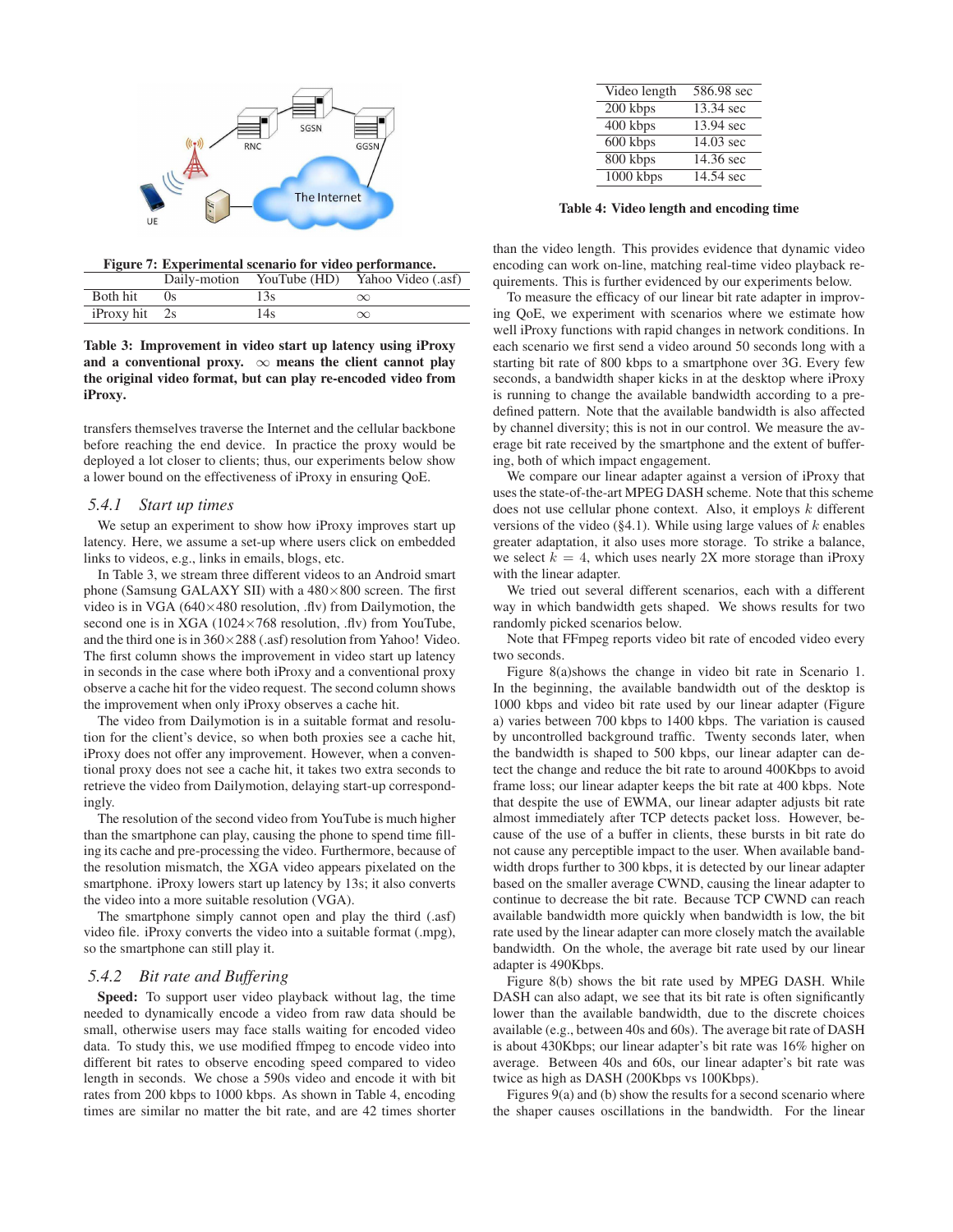Figure 7: Experimental scenario for video performance.

| | Daily-motion | YouTube (HD) | Yahoo Video (.asf) |
|---|---|---|---|
| Both hit | 0s | 13s | $\infty$ |
| iProxy hit | 2s | 14s | $\infty$ |

**Table 3: Improvement in video start up latency using iProxy and a conventional proxy. $\infty$ means the client cannot play the original video format, but can play re-encoded video from iProxy.**

transfers themselves traverse the Internet and the cellular backbone before reaching the end device. In practice the proxy would be deployed a lot closer to clients; thus, our experiments below show a lower bound on the effectiveness of iProxy in ensuring QoE.

### 5.4.1 Start up times

We setup an experiment to show how iProxy improves start up latency. Here, we assume a set-up where users click on embedded links to videos, e.g., links in emails, blogs, etc.

In Table 3, we stream three different videos to an Android smart phone (Samsung GALAXY SII) with a 480×800 screen. The first video is in VGA (640×480 resolution, .flv) from Dailymotion, the second one is in XGA (1024×768 resolution, .flv) from YouTube, and the third one is in 360×288 (.asf) resolution from Yahoo! Video. The first column shows the improvement in video start up latency in seconds in the case where both iProxy and a conventional proxy observe a cache hit for the video request. The second column shows the improvement when only iProxy observes a cache hit.

The video from Dailymotion is in a suitable format and resolution for the client's device, so when both proxies see a cache hit, iProxy does not offer any improvement. However, when a conventional proxy does not see a cache hit, it takes two extra seconds to retrieve the video from Dailymotion, delaying start-up correspondingly.

The resolution of the second video from YouTube is much higher than the smartphone can play, causing the phone to spend time filling its cache and pre-processing the video. Furthermore, because of the resolution mismatch, the XGA video appears pixelated on the smartphone. iProxy lowers start up latency by 13s; it also converts the video into a more suitable resolution (VGA).

The smartphone simply cannot open and play the third (.asf) video file. iProxy converts the video into a suitable format (.mpg), so the smartphone can still play it.

### 5.4.2 Bit rate and Buffering

**Speed:** To support user video playback without lag, the time needed to dynamically encode a video from raw data should be small, otherwise users may face stalls waiting for encoded video data. To study this, we use modified ffmpeg to encode video into different bit rates to observe encoding speed compared to video length in seconds. We chose a 590s video and encode it with bit rates from 200 kbps to 1000 kbps. As shown in Table 4, encoding times are similar no matter the bit rate, and are 42 times shorter than the video length. This provides evidence that dynamic video encoding can work on-line, matching real-time video playback requirements. This is further evidenced by our experiments below.

| Video length | 586.98 sec |
|---|---|
| 200 kbps | 13.34 sec |
| 400 kbps | 13.94 sec |
| 600 kbps | 14.03 sec |
| 800 kbps | 14.36 sec |
| 1000 kbps | 14.54 sec |

**Table 4: Video length and encoding time**

To measure the efficacy of our linear bit rate adapter in improving QoE, we experiment with scenarios where we estimate how well iProxy functions with rapid changes in network conditions. In each scenario we first send a video around 50 seconds long with a starting bit rate of 800 kbps to a smartphone over 3G. Every few seconds, a bandwidth shaper kicks in at the desktop where iProxy is running to change the available bandwidth according to a predefined pattern. Note that the available bandwidth is also affected by channel diversity; this is not in our control. We measure the average bit rate received by the smartphone and the extent of buffering, both of which impact engagement.

We compare our linear adapter against a version of iProxy that uses the state-of-the-art MPEG DASH scheme. Note that this scheme does not use cellular phone context. Also, it employs $k$ different versions of the video (§4.1). While using large values of $k$ enables greater adaptation, it also uses more storage. To strike a balance, we select $k = 4$, which uses nearly 2X more storage than iProxy with the linear adapter.

We tried out several different scenarios, each with a different way in which bandwidth gets shaped. We shows results for two randomly picked scenarios below.

Note that FFmpeg reports video bit rate of encoded video every two seconds.

Figure 8(a)shows the change in video bit rate in Scenario 1. In the beginning, the available bandwidth out of the desktop is 1000 kbps and video bit rate used by our linear adapter (Figure a) varies between 700 kbps to 1400 kbps. The variation is caused by uncontrolled background traffic. Twenty seconds later, when the bandwidth is shaped to 500 kbps, our linear adapter can detect the change and reduce the bit rate to around 400Kbps to avoid frame loss; our linear adapter keeps the bit rate at 400 kbps. Note that despite the use of EWMA, our linear adapter adjusts bit rate almost immediately after TCP detects packet loss. However, because of the use of a buffer in clients, these bursts in bit rate do not cause any perceptible impact to the user. When available bandwidth drops further to 300 kbps, it is detected by our linear adapter based on the smaller average CWND, causing the linear adapter to continue to decrease the bit rate. Because TCP CWND can reach available bandwidth more quickly when bandwidth is low, the bit rate used by the linear adapter can more closely match the available bandwidth. On the whole, the average bit rate used by our linear adapter is 490Kbps.

Figure 8(b) shows the bit rate used by MPEG DASH. While DASH can also adapt, we see that its bit rate is often significantly lower than the available bandwidth, due to the discrete choices available (e.g., between 40s and 60s). The average bit rate of DASH is about 430Kbps; our linear adapter's bit rate was 16% higher on average. Between 40s and 60s, our linear adapter's bit rate was twice as high as DASH (200Kbps vs 100Kbps).

Figures 9(a) and (b) show the results for a second scenario where the shaper causes oscillations in the bandwidth. For the linear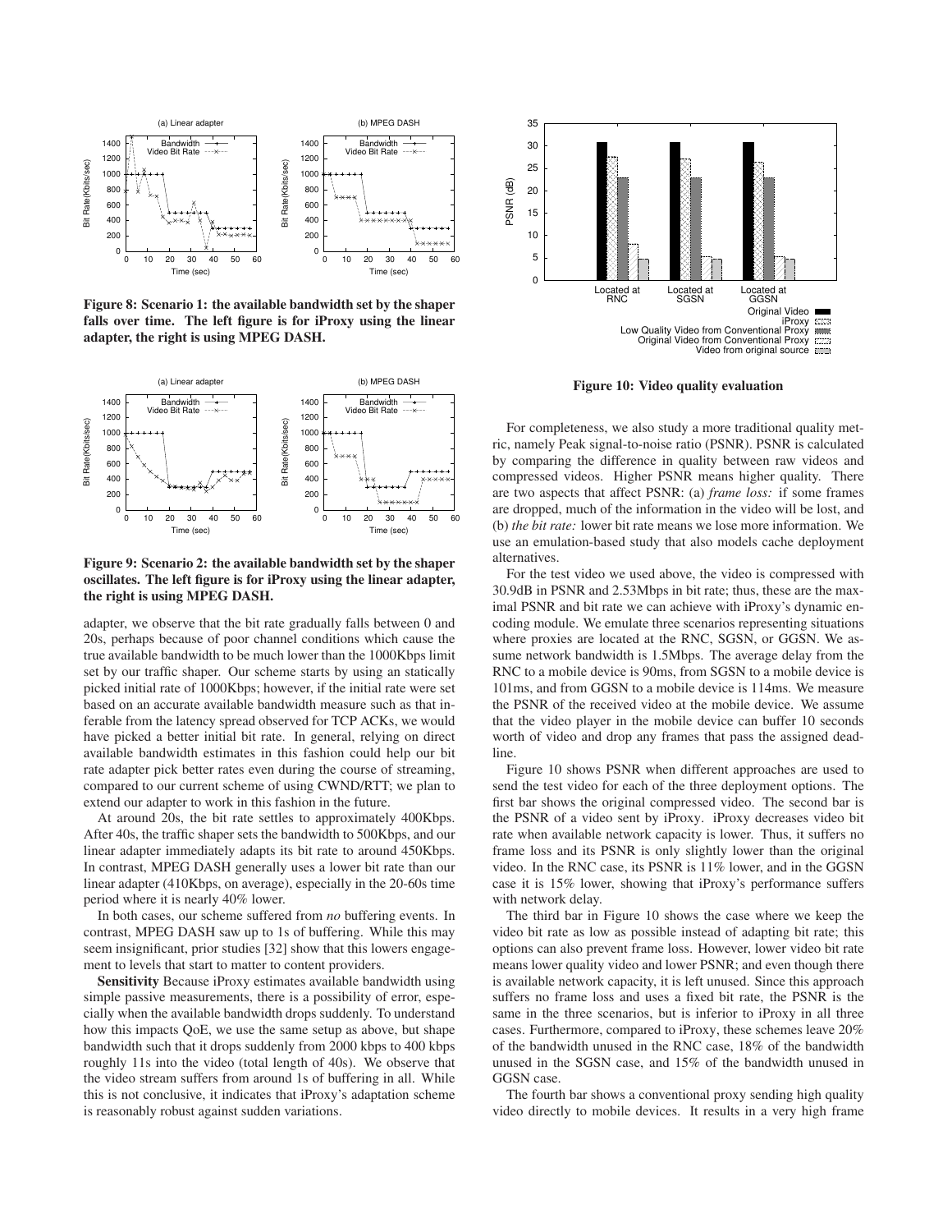**Figure 8: Scenario 1: the available bandwidth set by the shaper falls over time. The left figure is for iProxy using the linear adapter, the right is using MPEG DASH.**

**Figure 9: Scenario 2: the available bandwidth set by the shaper oscillates. The left figure is for iProxy using the linear adapter, the right is using MPEG DASH.**

adapter, we observe that the bit rate gradually falls between 0 and 20s, perhaps because of poor channel conditions which cause the true available bandwidth to be much lower than the 1000Kbps limit set by our traffic shaper. Our scheme starts by using an statically picked initial rate of 1000Kbps; however, if the initial rate were set based on an accurate available bandwidth measure such as that inferable from the latency spread observed for TCP ACKs, we would have picked a better initial bit rate. In general, relying on direct available bandwidth estimates in this fashion could help our bit rate adapter pick better rates even during the course of streaming, compared to our current scheme of using CWND/RTT; we plan to extend our adapter to work in this fashion in the future.

At around 20s, the bit rate settles to approximately 400Kbps. After 40s, the traffic shaper sets the bandwidth to 500Kbps, and our linear adapter immediately adapts its bit rate to around 450Kbps. In contrast, MPEG DASH generally uses a lower bit rate than our linear adapter (410Kbps, on average), especially in the 20-60s time period where it is nearly 40% lower.

In both cases, our scheme suffered from *no* buffering events. In contrast, MPEG DASH saw up to 1s of buffering. While this may seem insignificant, prior studies [32] show that this lowers engagement to levels that start to matter to content providers.

**Sensitivity** Because iProxy estimates available bandwidth using simple passive measurements, there is a possibility of error, especially when the available bandwidth drops suddenly. To understand how this impacts QoE, we use the same setup as above, but shape bandwidth such that it drops suddenly from 2000 kbps to 400 kbps roughly 11s into the video (total length of 40s). We observe that the video stream suffers from around 1s of buffering in all. While this is not conclusive, it indicates that iProxy's adaptation scheme is reasonably robust against sudden variations.

**Figure 10: Video quality evaluation**

For completeness, we also study a more traditional quality metric, namely Peak signal-to-noise ratio (PSNR). PSNR is calculated by comparing the difference in quality between raw videos and compressed videos. Higher PSNR means higher quality. There are two aspects that affect PSNR: (a) *frame loss:* if some frames are dropped, much of the information in the video will be lost, and (b) *the bit rate:* lower bit rate means we lose more information. We use an emulation-based study that also models cache deployment alternatives.

For the test video we used above, the video is compressed with 30.9dB in PSNR and 2.53Mbps in bit rate; thus, these are the maximal PSNR and bit rate we can achieve with iProxy's dynamic encoding module. We emulate three scenarios representing situations where proxies are located at the RNC, SGSN, or GGSN. We assume network bandwidth is 1.5Mbps. The average delay from the RNC to a mobile device is 90ms, from SGSN to a mobile device is 101ms, and from GGSN to a mobile device is 114ms. We measure the PSNR of the received video at the mobile device. We assume that the video player in the mobile device can buffer 10 seconds worth of video and drop any frames that pass the assigned deadline.

Figure 10 shows PSNR when different approaches are used to send the test video for each of the three deployment options. The first bar shows the original compressed video. The second bar is the PSNR of a video sent by iProxy. iProxy decreases video bit rate when available network capacity is lower. Thus, it suffers no frame loss and its PSNR is only slightly lower than the original video. In the RNC case, its PSNR is 11% lower, and in the GGSN case it is 15% lower, showing that iProxy's performance suffers with network delay.

The third bar in Figure 10 shows the case where we keep the video bit rate as low as possible instead of adapting bit rate; this options can also prevent frame loss. However, lower video bit rate means lower quality video and lower PSNR; and even though there is available network capacity, it is left unused. Since this approach suffers no frame loss and uses a fixed bit rate, the PSNR is the same in the three scenarios, but is inferior to iProxy in all three cases. Furthermore, compared to iProxy, these schemes leave 20% of the bandwidth unused in the RNC case, 18% of the bandwidth unused in the SGSN case, and 15% of the bandwidth unused in GGSN case.

The fourth bar shows a conventional proxy sending high quality video directly to mobile devices. It results in a very high frame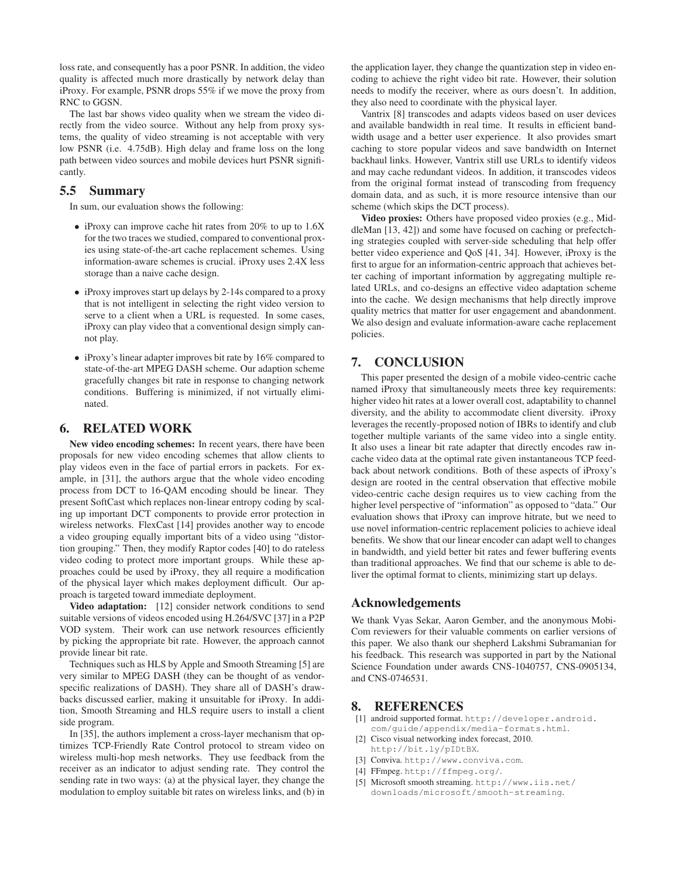loss rate, and consequently has a poor PSNR. In addition, the video quality is affected much more drastically by network delay than iProxy. For example, PSNR drops 55% if we move the proxy from RNC to GGSN.

The last bar shows video quality when we stream the video directly from the video source. Without any help from proxy systems, the quality of video streaming is not acceptable with very low PSNR (i.e. 4.75dB). High delay and frame loss on the long path between video sources and mobile devices hurt PSNR significantly.

## 5.5 Summary

In sum, our evaluation shows the following:

- iProxy can improve cache hit rates from 20% to up to 1.6X for the two traces we studied, compared to conventional proxies using state-of-the-art cache replacement schemes. Using information-aware schemes is crucial. iProxy uses 2.4X less storage than a naive cache design.
- iProxy improves start up delays by 2-14s compared to a proxy that is not intelligent in selecting the right video version to serve to a client when a URL is requested. In some cases, iProxy can play video that a conventional design simply cannot play.
- iProxy's linear adapter improves bit rate by 16% compared to state-of-the-art MPEG DASH scheme. Our adaption scheme gracefully changes bit rate in response to changing network conditions. Buffering is minimized, if not virtually eliminated.

# 6. RELATED WORK

**New video encoding schemes:** In recent years, there have been proposals for new video encoding schemes that allow clients to play videos even in the face of partial errors in packets. For example, in [31], the authors argue that the whole video encoding process from DCT to 16-QAM encoding should be linear. They present SoftCast which replaces non-linear entropy coding by scaling up important DCT components to provide error protection in wireless networks. FlexCast [14] provides another way to encode a video grouping equally important bits of a video using "distortion grouping." Then, they modify Raptor codes [40] to do rateless video coding to protect more important groups. While these approaches could be used by iProxy, they all require a modification of the physical layer which makes deployment difficult. Our approach is targeted toward immediate deployment.

**Video adaptation:** [12] consider network conditions to send suitable versions of videos encoded using H.264/SVC [37] in a P2P VOD system. Their work can use network resources efficiently by picking the appropriate bit rate. However, the approach cannot provide linear bit rate.

Techniques such as HLS by Apple and Smooth Streaming [5] are very similar to MPEG DASH (they can be thought of as vendor-specific realizations of DASH). They share all of DASH's drawbacks discussed earlier, making it unsuitable for iProxy. In addition, Smooth Streaming and HLS require users to install a client side program.

In [35], the authors implement a cross-layer mechanism that optimizes TCP-Friendly Rate Control protocol to stream video on wireless multi-hop mesh networks. They use feedback from the receiver as an indicator to adjust sending rate. They control the sending rate in two ways: (a) at the physical layer, they change the modulation to employ suitable bit rates on wireless links, and (b) in the application layer, they change the quantization step in video encoding to achieve the right video bit rate. However, their solution needs to modify the receiver, where as ours doesn't. In addition, they also need to coordinate with the physical layer.

Vantrix [8] transcodes and adapts videos based on user devices and available bandwidth in real time. It results in efficient bandwidth usage and a better user experience. It also provides smart caching to store popular videos and save bandwidth on Internet backhaul links. However, Vantrix still use URLs to identify videos and may cache redundant videos. In addition, it transcodes videos from the original format instead of transcoding from frequency domain data, and as such, it is more resource intensive than our scheme (which skips the DCT process).

**Video proxies:** Others have proposed video proxies (e.g., MiddleMan [13, 42]) and some have focused on caching or prefectching strategies coupled with server-side scheduling that help offer better video experience and QoS [41, 34]. However, iProxy is the first to argue for an information-centric approach that achieves better caching of important information by aggregating multiple related URLs, and co-designs an effective video adaptation scheme into the cache. We design mechanisms that help directly improve quality metrics that matter for user engagement and abandonment. We also design and evaluate information-aware cache replacement policies.

# 7. CONCLUSION

This paper presented the design of a mobile video-centric cache named iProxy that simultaneously meets three key requirements: higher video hit rates at a lower overall cost, adaptability to channel diversity, and the ability to accommodate client diversity. iProxy leverages the recently-proposed notion of IBRs to identify and club together multiple variants of the same video into a single entity. It also uses a linear bit rate adapter that directly encodes raw in-cache video data at the optimal rate given instantaneous TCP feedback about network conditions. Both of these aspects of iProxy's design are rooted in the central observation that effective mobile video-centric cache design requires us to view caching from the higher level perspective of "information" as opposed to "data." Our evaluation shows that iProxy can improve hitrate, but we need to use novel information-centric replacement policies to achieve ideal benefits. We show that our linear encoder can adapt well to changes in bandwidth, and yield better bit rates and fewer buffering events than traditional approaches. We find that our scheme is able to deliver the optimal format to clients, minimizing start up delays.

## Acknowledgements

We thank Vyas Sekar, Aaron Gember, and the anonymous MobiCom reviewers for their valuable comments on earlier versions of this paper. We also thank our shepherd Lakshmi Subramanian for his feedback. This research was supported in part by the National Science Foundation under awards CNS-1040757, CNS-0905134, and CNS-0746531.

# 8. REFERENCES

[1] android supported format. http://developer.android.com/guide/appendix/media-formats.html.
[2] Cisco visual networking index forecast, 2010. http://bit.ly/pIDtBX.
[3] Conviva. http://www.conviva.com.
[4] FFmpeg. http://ffmpeg.org/.
[5] Microsoft smooth streaming. http://www.iis.net/downloads/microsoft/smooth-streaming.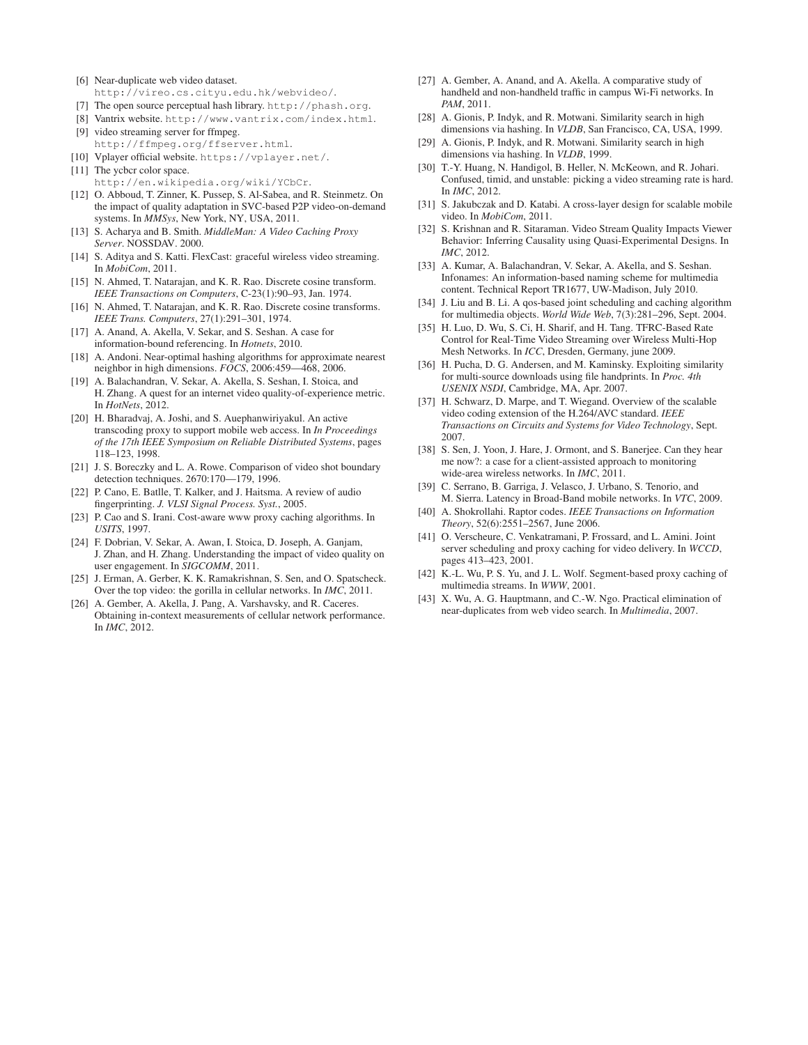[6] Near-duplicate web video dataset. http://vireo.cs.cityu.edu.hk/webvideo/.

[7] The open source perceptual hash library. http://phash.org.

[8] Vantrix website. http://www.vantrix.com/index.html.

[9] video streaming server for ffmpeg. http://ffmpeg.org/ffserver.html.

[10] Vplayer official website. https://vplayer.net/.

[11] The ycbcr color space. http://en.wikipedia.org/wiki/YCbCr.

[12] O. Abboud, T. Zinner, K. Pussep, S. Al-Sabea, and R. Steinmetz. On the impact of quality adaptation in SVC-based P2P video-on-demand systems. In *MMSys*, New York, NY, USA, 2011.

[13] S. Acharya and B. Smith. *MiddleMan: A Video Caching Proxy Server*. NOSSDAV. 2000.

[14] S. Aditya and S. Katti. FlexCast: graceful wireless video streaming. In *MobiCom*, 2011.

[15] N. Ahmed, T. Natarajan, and K. R. Rao. Discrete cosine transform. *IEEE Transactions on Computers*, C-23(1):90–93, Jan. 1974.

[16] N. Ahmed, T. Natarajan, and K. R. Rao. Discrete cosine transforms. *IEEE Trans. Computers*, 27(1):291–301, 1974.

[17] A. Anand, A. Akella, V. Sekar, and S. Seshan. A case for information-bound referencing. In *Hotnets*, 2010.

[18] A. Andoni. Near-optimal hashing algorithms for approximate nearest neighbor in high dimensions. *FOCS*, 2006:459—468, 2006.

[19] A. Balachandran, V. Sekar, A. Akella, S. Seshan, I. Stoica, and H. Zhang. A quest for an internet video quality-of-experience metric. In *HotNets*, 2012.

[20] H. Bharadvaj, A. Joshi, and S. Auephanwiriyakul. An active transcoding proxy to support mobile web access. In *In Proceedings of the 17th IEEE Symposium on Reliable Distributed Systems*, pages 118–123, 1998.

[21] J. S. Boreczky and L. A. Rowe. Comparison of video shot boundary detection techniques. 2670:170—179, 1996.

[22] P. Cano, E. Batlle, T. Kalker, and J. Haitsma. A review of audio fingerprinting. *J. VLSI Signal Process. Syst.*, 2005.

[23] P. Cao and S. Irani. Cost-aware www proxy caching algorithms. In *USITS*, 1997.

[24] F. Dobrian, V. Sekar, A. Awan, I. Stoica, D. Joseph, A. Ganjam, J. Zhan, and H. Zhang. Understanding the impact of video quality on user engagement. In *SIGCOMM*, 2011.

[25] J. Erman, A. Gerber, K. K. Ramakrishnan, S. Sen, and O. Spatscheck. Over the top video: the gorilla in cellular networks. In *IMC*, 2011.

[26] A. Gember, A. Akella, J. Pang, A. Varshavsky, and R. Caceres. Obtaining in-context measurements of cellular network performance. In *IMC*, 2012.

[27] A. Gember, A. Anand, and A. Akella. A comparative study of handheld and non-handheld traffic in campus Wi-Fi networks. In *PAM*, 2011.

[28] A. Gionis, P. Indyk, and R. Motwani. Similarity search in high dimensions via hashing. In *VLDB*, San Francisco, CA, USA, 1999.

[29] A. Gionis, P. Indyk, and R. Motwani. Similarity search in high dimensions via hashing. In *VLDB*, 1999.

[30] T.-Y. Huang, N. Handigol, B. Heller, N. McKeown, and R. Johari. Confused, timid, and unstable: picking a video streaming rate is hard. In *IMC*, 2012.

[31] S. Jakubczak and D. Katabi. A cross-layer design for scalable mobile video. In *MobiCom*, 2011.

[32] S. Krishnan and R. Sitaraman. Video Stream Quality Impacts Viewer Behavior: Inferring Causality using Quasi-Experimental Designs. In *IMC*, 2012.

[33] A. Kumar, A. Balachandran, V. Sekar, A. Akella, and S. Seshan. Infonames: An information-based naming scheme for multimedia content. Technical Report TR1677, UW-Madison, July 2010.

[34] J. Liu and B. Li. A qos-based joint scheduling and caching algorithm for multimedia objects. *World Wide Web*, 7(3):281–296, Sept. 2004.

[35] H. Luo, D. Wu, S. Ci, H. Sharif, and H. Tang. TFRC-Based Rate Control for Real-Time Video Streaming over Wireless Multi-Hop Mesh Networks. In *ICC*, Dresden, Germany, june 2009.

[36] H. Pucha, D. G. Andersen, and M. Kaminsky. Exploiting similarity for multi-source downloads using file handprints. In *Proc. 4th USENIX NSDI*, Cambridge, MA, Apr. 2007.

[37] H. Schwarz, D. Marpe, and T. Wiegand. Overview of the scalable video coding extension of the H.264/AVC standard. *IEEE Transactions on Circuits and Systems for Video Technology*, Sept. 2007.

[38] S. Sen, J. Yoon, J. Hare, J. Ormont, and S. Banerjee. Can they hear me now?: a case for a client-assisted approach to monitoring wide-area wireless networks. In *IMC*, 2011.

[39] C. Serrano, B. Garriga, J. Velasco, J. Urbano, S. Tenorio, and M. Sierra. Latency in Broad-Band mobile networks. In *VTC*, 2009.

[40] A. Shokrollahi. Raptor codes. *IEEE Transactions on Information Theory*, 52(6):2551–2567, June 2006.

[41] O. Verscheure, C. Venkatramani, P. Frossard, and L. Amini. Joint server scheduling and proxy caching for video delivery. In *WCCD*, pages 413–423, 2001.

[42] K.-L. Wu, P. S. Yu, and J. L. Wolf. Segment-based proxy caching of multimedia streams. In *WWW*, 2001.

[43] X. Wu, A. G. Hauptmann, and C.-W. Ngo. Practical elimination of near-duplicates from web video search. In *Multimedia*, 2007.